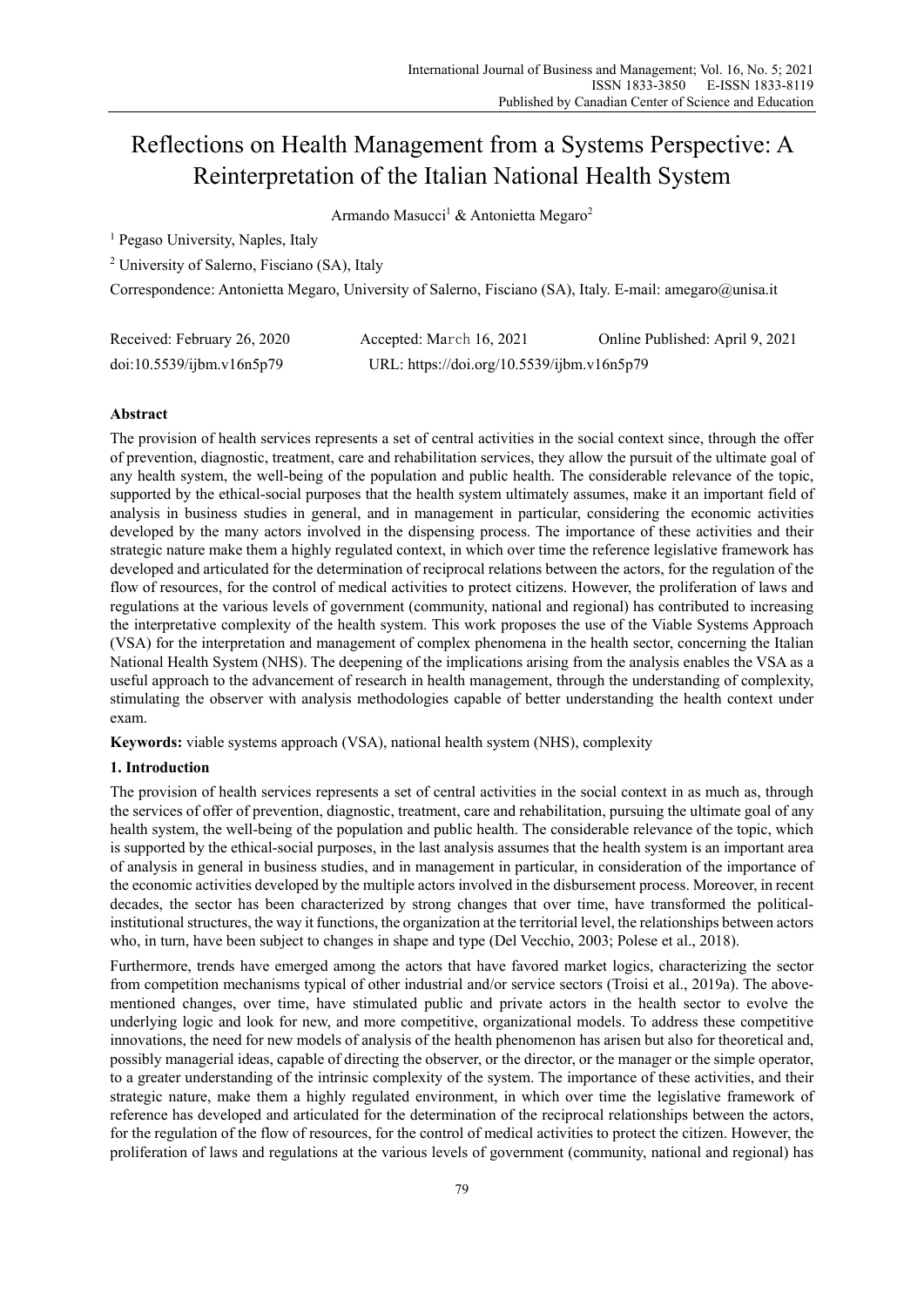# Reflections on Health Management from a Systems Perspective: A Reinterpretation of the Italian National Health System

Armando Masucci[1] & Antonietta Megaro[2]

[1] Pegaso University, Naples, Italy

[2] University of Salerno, Fisciano (SA), Italy

Correspondence: Antonietta Megaro, University of Salerno, Fisciano (SA), Italy. E-mail: amegaro@unisa.it

Received: February 26, 2020 Accepted: March 16, 2021 Online Published: April 9, 2021

doi:10.5539/ijbm.v16n5p79 URL: https://doi.org/10.5539/ijbm.v16n5p79

## Abstract

The provision of health services represents a set of central activities in the social context since, through the offer of prevention, diagnostic, treatment, care and rehabilitation services, they allow the pursuit of the ultimate goal of any health system, the well-being of the population and public health. The considerable relevance of the topic, supported by the ethical-social purposes that the health system ultimately assumes, make it an important field of analysis in business studies in general, and in management in particular, considering the economic activities developed by the many actors involved in the dispensing process. The importance of these activities and their strategic nature make them a highly regulated context, in which over time the reference legislative framework has developed and articulated for the determination of reciprocal relations between the actors, for the regulation of the flow of resources, for the control of medical activities to protect citizens. However, the proliferation of laws and regulations at the various levels of government (community, national and regional) has contributed to increasing the interpretative complexity of the health system. This work proposes the use of the Viable Systems Approach (VSA) for the interpretation and management of complex phenomena in the health sector, concerning the Italian National Health System (NHS). The deepening of the implications arising from the analysis enables the VSA as a useful approach to the advancement of research in health management, through the understanding of complexity, stimulating the observer with analysis methodologies capable of better understanding the health context under exam.

**Keywords:** viable systems approach (VSA), national health system (NHS), complexity

## 1. Introduction

The provision of health services represents a set of central activities in the social context in as much as, through the services of offer of prevention, diagnostic, treatment, care and rehabilitation, pursuing the ultimate goal of any health system, the well-being of the population and public health. The considerable relevance of the topic, which is supported by the ethical-social purposes, in the last analysis assumes that the health system is an important area of analysis in general in business studies, and in management in particular, in consideration of the importance of the economic activities developed by the multiple actors involved in the disbursement process. Moreover, in recent decades, the sector has been characterized by strong changes that over time, have transformed the political-institutional structures, the way it functions, the organization at the territorial level, the relationships between actors who, in turn, have been subject to changes in shape and type (Del Vecchio, 2003; Polese et al., 2018).

Furthermore, trends have emerged among the actors that have favored market logics, characterizing the sector from competition mechanisms typical of other industrial and/or service sectors (Troisi et al., 2019a). The above-mentioned changes, over time, have stimulated public and private actors in the health sector to evolve the underlying logic and look for new, and more competitive, organizational models. To address these competitive innovations, the need for new models of analysis of the health phenomenon has arisen but also for theoretical and, possibly managerial ideas, capable of directing the observer, or the director, or the manager or the simple operator, to a greater understanding of the intrinsic complexity of the system. The importance of these activities, and their strategic nature, make them a highly regulated environment, in which over time the legislative framework of reference has developed and articulated for the determination of the reciprocal relationships between the actors, for the regulation of the flow of resources, for the control of medical activities to protect the citizen. However, the proliferation of laws and regulations at the various levels of government (community, national and regional) has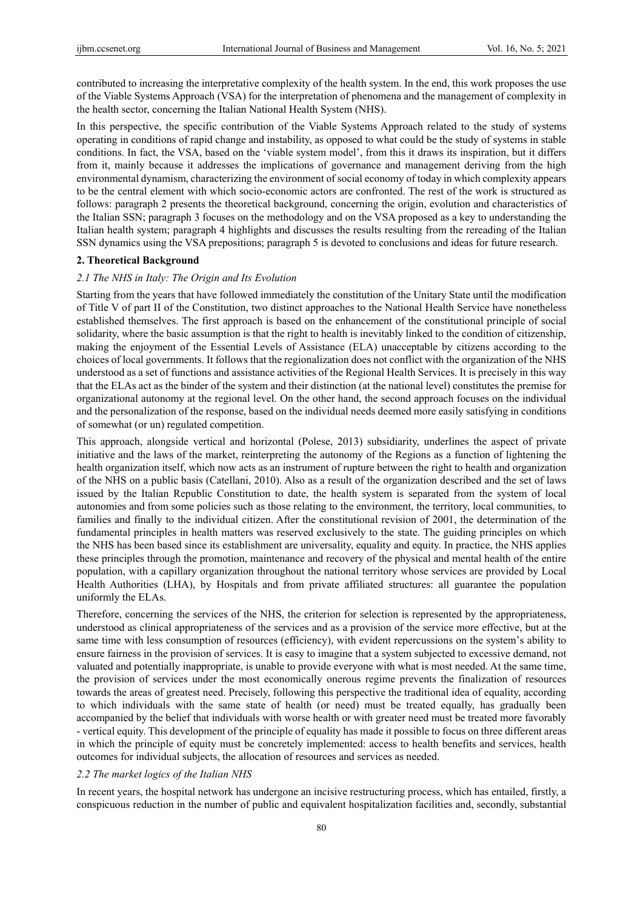contributed to increasing the interpretative complexity of the health system. In the end, this work proposes the use of the Viable Systems Approach (VSA) for the interpretation of phenomena and the management of complexity in the health sector, concerning the Italian National Health System (NHS).

In this perspective, the specific contribution of the Viable Systems Approach related to the study of systems operating in conditions of rapid change and instability, as opposed to what could be the study of systems in stable conditions. In fact, the VSA, based on the 'viable system model', from this it draws its inspiration, but it differs from it, mainly because it addresses the implications of governance and management deriving from the high environmental dynamism, characterizing the environment of social economy of today in which complexity appears to be the central element with which socio-economic actors are confronted. The rest of the work is structured as follows: paragraph 2 presents the theoretical background, concerning the origin, evolution and characteristics of the Italian SSN; paragraph 3 focuses on the methodology and on the VSA proposed as a key to understanding the Italian health system; paragraph 4 highlights and discusses the results resulting from the rereading of the Italian SSN dynamics using the VSA prepositions; paragraph 5 is devoted to conclusions and ideas for future research.

## 2. Theoretical Background

### *2.1 The NHS in Italy: The Origin and Its Evolution*

Starting from the years that have followed immediately the constitution of the Unitary State until the modification of Title V of part II of the Constitution, two distinct approaches to the National Health Service have nonetheless established themselves. The first approach is based on the enhancement of the constitutional principle of social solidarity, where the basic assumption is that the right to health is inevitably linked to the condition of citizenship, making the enjoyment of the Essential Levels of Assistance (ELA) unacceptable by citizens according to the choices of local governments. It follows that the regionalization does not conflict with the organization of the NHS understood as a set of functions and assistance activities of the Regional Health Services. It is precisely in this way that the ELAs act as the binder of the system and their distinction (at the national level) constitutes the premise for organizational autonomy at the regional level. On the other hand, the second approach focuses on the individual and the personalization of the response, based on the individual needs deemed more easily satisfying in conditions of somewhat (or un) regulated competition.

This approach, alongside vertical and horizontal (Polese, 2013) subsidiarity, underlines the aspect of private initiative and the laws of the market, reinterpreting the autonomy of the Regions as a function of lightening the health organization itself, which now acts as an instrument of rupture between the right to health and organization of the NHS on a public basis (Catellani, 2010). Also as a result of the organization described and the set of laws issued by the Italian Republic Constitution to date, the health system is separated from the system of local autonomies and from some policies such as those relating to the environment, the territory, local communities, to families and finally to the individual citizen. After the constitutional revision of 2001, the determination of the fundamental principles in health matters was reserved exclusively to the state. The guiding principles on which the NHS has been based since its establishment are universality, equality and equity. In practice, the NHS applies these principles through the promotion, maintenance and recovery of the physical and mental health of the entire population, with a capillary organization throughout the national territory whose services are provided by Local Health Authorities (LHA), by Hospitals and from private affiliated structures: all guarantee the population uniformly the ELAs.

Therefore, concerning the services of the NHS, the criterion for selection is represented by the appropriateness, understood as clinical appropriateness of the services and as a provision of the service more effective, but at the same time with less consumption of resources (efficiency), with evident repercussions on the system's ability to ensure fairness in the provision of services. It is easy to imagine that a system subjected to excessive demand, not valuated and potentially inappropriate, is unable to provide everyone with what is most needed. At the same time, the provision of services under the most economically onerous regime prevents the finalization of resources towards the areas of greatest need. Precisely, following this perspective the traditional idea of equality, according to which individuals with the same state of health (or need) must be treated equally, has gradually been accompanied by the belief that individuals with worse health or with greater need must be treated more favorably - vertical equity. This development of the principle of equality has made it possible to focus on three different areas in which the principle of equity must be concretely implemented: access to health benefits and services, health outcomes for individual subjects, the allocation of resources and services as needed.

### *2.2 The market logics of the Italian NHS*

In recent years, the hospital network has undergone an incisive restructuring process, which has entailed, firstly, a conspicuous reduction in the number of public and equivalent hospitalization facilities and, secondly, substantial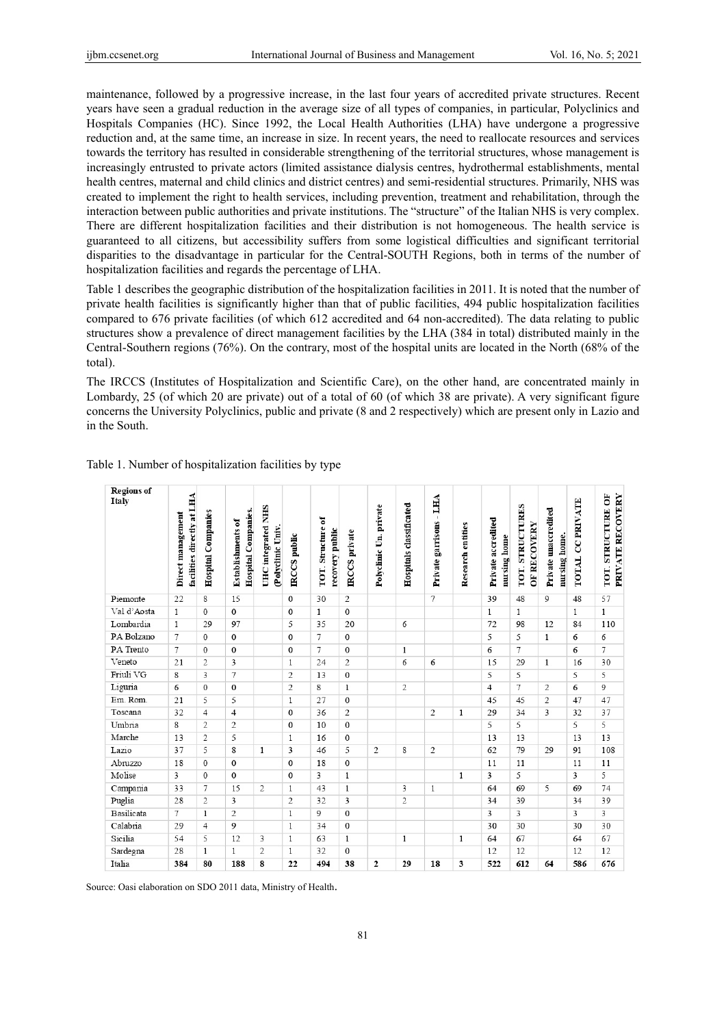maintenance, followed by a progressive increase, in the last four years of accredited private structures. Recent years have seen a gradual reduction in the average size of all types of companies, in particular, Polyclinics and Hospitals Companies (HC). Since 1992, the Local Health Authorities (LHA) have undergone a progressive reduction and, at the same time, an increase in size. In recent years, the need to reallocate resources and services towards the territory has resulted in considerable strengthening of the territorial structures, whose management is increasingly entrusted to private actors (limited assistance dialysis centres, hydrothermal establishments, mental health centres, maternal and child clinics and district centres) and semi-residential structures. Primarily, NHS was created to implement the right to health services, including prevention, treatment and rehabilitation, through the interaction between public authorities and private institutions. The "structure" of the Italian NHS is very complex. There are different hospitalization facilities and their distribution is not homogeneous. The health service is guaranteed to all citizens, but accessibility suffers from some logistical difficulties and significant territorial disparities to the disadvantage in particular for the Central-SOUTH Regions, both in terms of the number of hospitalization facilities and regards the percentage of LHA.

Table 1 describes the geographic distribution of the hospitalization facilities in 2011. It is noted that the number of private health facilities is significantly higher than that of public facilities, 494 public hospitalization facilities compared to 676 private facilities (of which 612 accredited and 64 non-accredited). The data relating to public structures show a prevalence of direct management facilities by the LHA (384 in total) distributed mainly in the Central-Southern regions (76%). On the contrary, most of the hospital units are located in the North (68% of the total).

The IRCCS (Institutes of Hospitalization and Scientific Care), on the other hand, are concentrated mainly in Lombardy, 25 (of which 20 are private) out of a total of 60 (of which 38 are private). A very significant figure concerns the University Polyclinics, public and private (8 and 2 respectively) which are present only in Lazio and in the South.

Table 1. Number of hospitalization facilities by type

| Regions of Italy | Direct management facilities directly at LHA | Hospital Companies | Establishments of Hospital Companies. | UHC integrated NHS (Polyclinic Univ. | IRCCS public | TOT. Structure of recovery public | IRCCS private | Polyclinic Un. private | Hospitals classificated | Private garrisons - LHA | Research entities | Private accredited nursing home | TOT. STRUCTURES OF RECOVERY | Private unaccredited nursing home. | TOTAL CC PRIVATE | TOT. STRUCTURE OF PRIVATE RECOVERY |
|---|---|---|---|---|---|---|---|---|---|---|---|---|---|---|---|---|
| Piemonte | 22 | 8 | 15 | | 0 | 30 | 2 | | | 7 | | 39 | 48 | 9 | 48 | 57 |
| Val d'Aosta | 1 | 0 | 0 | | 0 | 1 | 0 | | | | | 1 | 1 | | 1 | 1 |
| Lombardia | 1 | 29 | 97 | | 5 | 35 | 20 | | 6 | | | 72 | 98 | 12 | 84 | 110 |
| PA Bolzano | 7 | 0 | 0 | | 0 | 7 | 0 | | | | | 5 | 5 | 1 | 6 | 6 |
| PA Trento | 7 | 0 | 0 | | 0 | 7 | 0 | | 1 | | | 6 | 7 | | 6 | 7 |
| Veneto | 21 | 2 | 3 | | 1 | 24 | 2 | | 6 | 6 | | 15 | 29 | 1 | 16 | 30 |
| Friuli VG | 8 | 3 | 7 | | 2 | 13 | 0 | | | | | 5 | 5 | | 5 | 5 |
| Liguria | 6 | 0 | 0 | | 2 | 8 | 1 | | 2 | | | 4 | 7 | 2 | 6 | 9 |
| Em. Rom. | 21 | 5 | 5 | | 1 | 27 | 0 | | | | | 45 | 45 | 2 | 47 | 47 |
| Toscana | 32 | 4 | 4 | | 0 | 36 | 2 | | | 2 | 1 | 29 | 34 | 3 | 32 | 37 |
| Umbria | 8 | 2 | 2 | | 0 | 10 | 0 | | | | | 5 | 5 | | 5 | 5 |
| Marche | 13 | 2 | 5 | | 1 | 16 | 0 | | | | | 13 | 13 | | 13 | 13 |
| Lazio | 37 | 5 | 8 | 1 | 3 | 46 | 5 | 2 | 8 | 2 | | 62 | 79 | 29 | 91 | 108 |
| Abruzzo | 18 | 0 | 0 | | 0 | 18 | 0 | | | | | 11 | 11 | | 11 | 11 |
| Molise | 3 | 0 | 0 | | 0 | 3 | 1 | | | | 1 | 3 | 5 | | 3 | 5 |
| Campania | 33 | 7 | 15 | 2 | 1 | 43 | 1 | | 3 | 1 | | 64 | 69 | 5 | 69 | 74 |
| Puglia | 28 | 2 | 3 | | 2 | 32 | 3 | | 2 | | | 34 | 39 | | 34 | 39 |
| Basilicata | 7 | 1 | 2 | | 1 | 9 | 0 | | | | | 3 | 3 | | 3 | 3 |
| Calabria | 29 | 4 | 9 | | 1 | 34 | 0 | | | | | 30 | 30 | | 30 | 30 |
| Sicilia | 54 | 5 | 12 | 3 | 1 | 63 | 1 | | 1 | | 1 | 64 | 67 | | 64 | 67 |
| Sardegna | 28 | 1 | 1 | 2 | 1 | 32 | 0 | | | | | 12 | 12 | | 12 | 12 |
| Italia | **384** | **80** | **188** | **8** | **22** | **494** | **38** | **2** | **29** | **18** | **3** | **522** | **612** | **64** | **586** | **676** |

Source: Oasi elaboration on SDO 2011 data, Ministry of Health.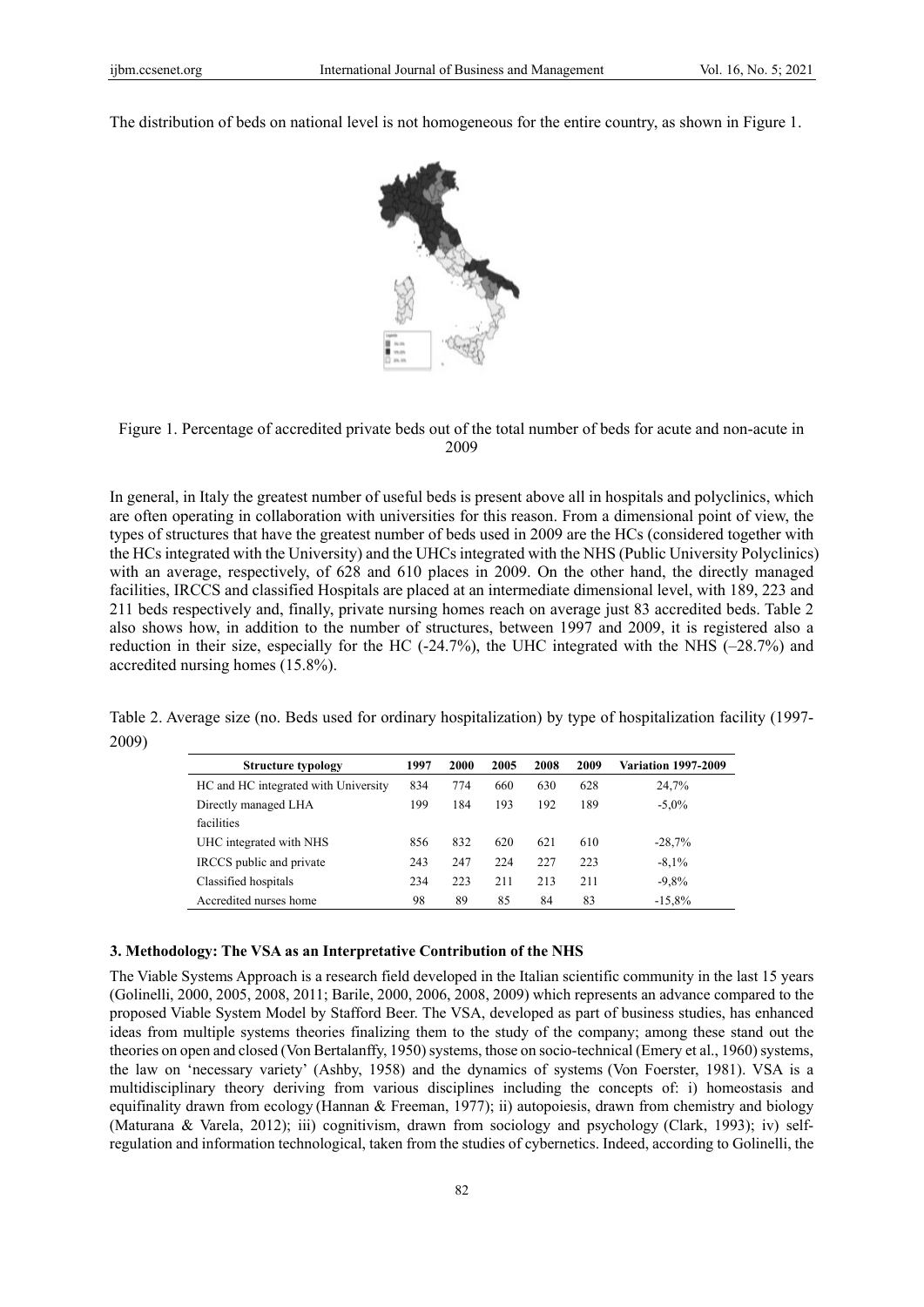The distribution of beds on national level is not homogeneous for the entire country, as shown in Figure 1.

Figure 1. Percentage of accredited private beds out of the total number of beds for acute and non-acute in 2009

In general, in Italy the greatest number of useful beds is present above all in hospitals and polyclinics, which are often operating in collaboration with universities for this reason. From a dimensional point of view, the types of structures that have the greatest number of beds used in 2009 are the HCs (considered together with the HCs integrated with the University) and the UHCs integrated with the NHS (Public University Polyclinics) with an average, respectively, of 628 and 610 places in 2009. On the other hand, the directly managed facilities, IRCCS and classified Hospitals are placed at an intermediate dimensional level, with 189, 223 and 211 beds respectively and, finally, private nursing homes reach on average just 83 accredited beds. Table 2 also shows how, in addition to the number of structures, between 1997 and 2009, it is registered also a reduction in their size, especially for the HC (-24.7%), the UHC integrated with the NHS (–28.7%) and accredited nursing homes (15.8%).

Table 2. Average size (no. Beds used for ordinary hospitalization) by type of hospitalization facility (1997-2009)

| Structure typology | 1997 | 2000 | 2005 | 2008 | 2009 | Variation 1997-2009 |
|---|---|---|---|---|---|---|
| HC and HC integrated with University | 834 | 774 | 660 | 630 | 628 | 24,7% |
| Directly managed LHA facilities | 199 | 184 | 193 | 192 | 189 | -5,0% |
| UHC integrated with NHS | 856 | 832 | 620 | 621 | 610 | -28,7% |
| IRCCS public and private | 243 | 247 | 224 | 227 | 223 | -8,1% |
| Classified hospitals | 234 | 223 | 211 | 213 | 211 | -9,8% |
| Accredited nurses home | 98 | 89 | 85 | 84 | 83 | -15,8% |

### 3. Methodology: The VSA as an Interpretative Contribution of the NHS

The Viable Systems Approach is a research field developed in the Italian scientific community in the last 15 years (Golinelli, 2000, 2005, 2008, 2011; Barile, 2000, 2006, 2008, 2009) which represents an advance compared to the proposed Viable System Model by Stafford Beer. The VSA, developed as part of business studies, has enhanced ideas from multiple systems theories finalizing them to the study of the company; among these stand out the theories on open and closed (Von Bertalanffy, 1950) systems, those on socio-technical (Emery et al., 1960) systems, the law on 'necessary variety' (Ashby, 1958) and the dynamics of systems (Von Foerster, 1981). VSA is a multidisciplinary theory deriving from various disciplines including the concepts of: i) homeostasis and equifinality drawn from ecology (Hannan & Freeman, 1977); ii) autopoiesis, drawn from chemistry and biology (Maturana & Varela, 2012); iii) cognitivism, drawn from sociology and psychology (Clark, 1993); iv) self-regulation and information technological, taken from the studies of cybernetics. Indeed, according to Golinelli, the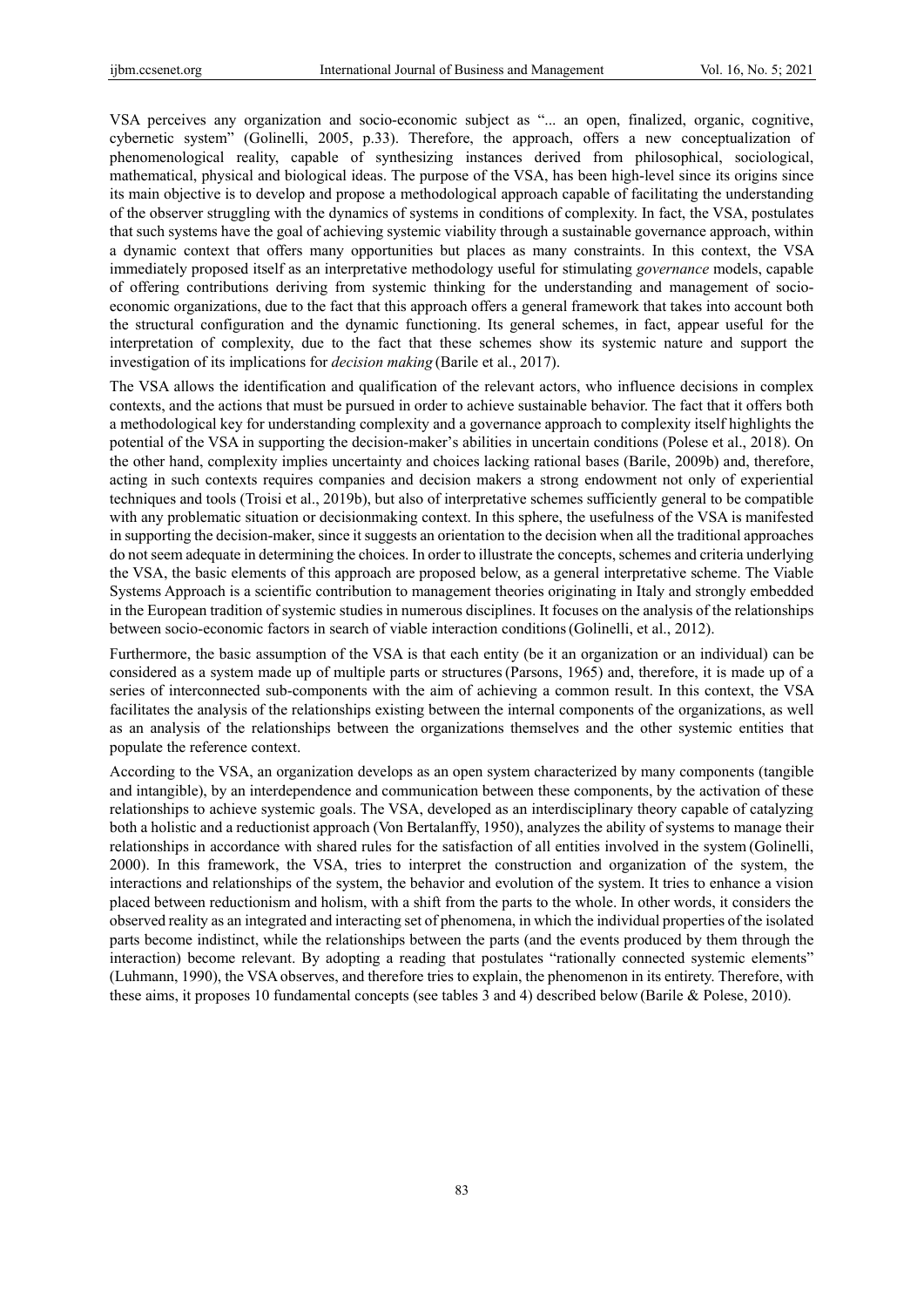VSA perceives any organization and socio-economic subject as "... an open, finalized, organic, cognitive, cybernetic system" (Golinelli, 2005, p.33). Therefore, the approach, offers a new conceptualization of phenomenological reality, capable of synthesizing instances derived from philosophical, sociological, mathematical, physical and biological ideas. The purpose of the VSA, has been high-level since its origins since its main objective is to develop and propose a methodological approach capable of facilitating the understanding of the observer struggling with the dynamics of systems in conditions of complexity. In fact, the VSA, postulates that such systems have the goal of achieving systemic viability through a sustainable governance approach, within a dynamic context that offers many opportunities but places as many constraints. In this context, the VSA immediately proposed itself as an interpretative methodology useful for stimulating *governance* models, capable of offering contributions deriving from systemic thinking for the understanding and management of socio-economic organizations, due to the fact that this approach offers a general framework that takes into account both the structural configuration and the dynamic functioning. Its general schemes, in fact, appear useful for the interpretation of complexity, due to the fact that these schemes show its systemic nature and support the investigation of its implications for *decision making* (Barile et al., 2017).

The VSA allows the identification and qualification of the relevant actors, who influence decisions in complex contexts, and the actions that must be pursued in order to achieve sustainable behavior. The fact that it offers both a methodological key for understanding complexity and a governance approach to complexity itself highlights the potential of the VSA in supporting the decision-maker's abilities in uncertain conditions (Polese et al., 2018). On the other hand, complexity implies uncertainty and choices lacking rational bases (Barile, 2009b) and, therefore, acting in such contexts requires companies and decision makers a strong endowment not only of experiential techniques and tools (Troisi et al., 2019b), but also of interpretative schemes sufficiently general to be compatible with any problematic situation or decisionmaking context. In this sphere, the usefulness of the VSA is manifested in supporting the decision-maker, since it suggests an orientation to the decision when all the traditional approaches do not seem adequate in determining the choices. In order to illustrate the concepts, schemes and criteria underlying the VSA, the basic elements of this approach are proposed below, as a general interpretative scheme. The Viable Systems Approach is a scientific contribution to management theories originating in Italy and strongly embedded in the European tradition of systemic studies in numerous disciplines. It focuses on the analysis of the relationships between socio-economic factors in search of viable interaction conditions (Golinelli, et al., 2012).

Furthermore, the basic assumption of the VSA is that each entity (be it an organization or an individual) can be considered as a system made up of multiple parts or structures (Parsons, 1965) and, therefore, it is made up of a series of interconnected sub-components with the aim of achieving a common result. In this context, the VSA facilitates the analysis of the relationships existing between the internal components of the organizations, as well as an analysis of the relationships between the organizations themselves and the other systemic entities that populate the reference context.

According to the VSA, an organization develops as an open system characterized by many components (tangible and intangible), by an interdependence and communication between these components, by the activation of these relationships to achieve systemic goals. The VSA, developed as an interdisciplinary theory capable of catalyzing both a holistic and a reductionist approach (Von Bertalanffy, 1950), analyzes the ability of systems to manage their relationships in accordance with shared rules for the satisfaction of all entities involved in the system (Golinelli, 2000). In this framework, the VSA, tries to interpret the construction and organization of the system, the interactions and relationships of the system, the behavior and evolution of the system. It tries to enhance a vision placed between reductionism and holism, with a shift from the parts to the whole. In other words, it considers the observed reality as an integrated and interacting set of phenomena, in which the individual properties of the isolated parts become indistinct, while the relationships between the parts (and the events produced by them through the interaction) become relevant. By adopting a reading that postulates "rationally connected systemic elements" (Luhmann, 1990), the VSA observes, and therefore tries to explain, the phenomenon in its entirety. Therefore, with these aims, it proposes 10 fundamental concepts (see tables 3 and 4) described below (Barile & Polese, 2010).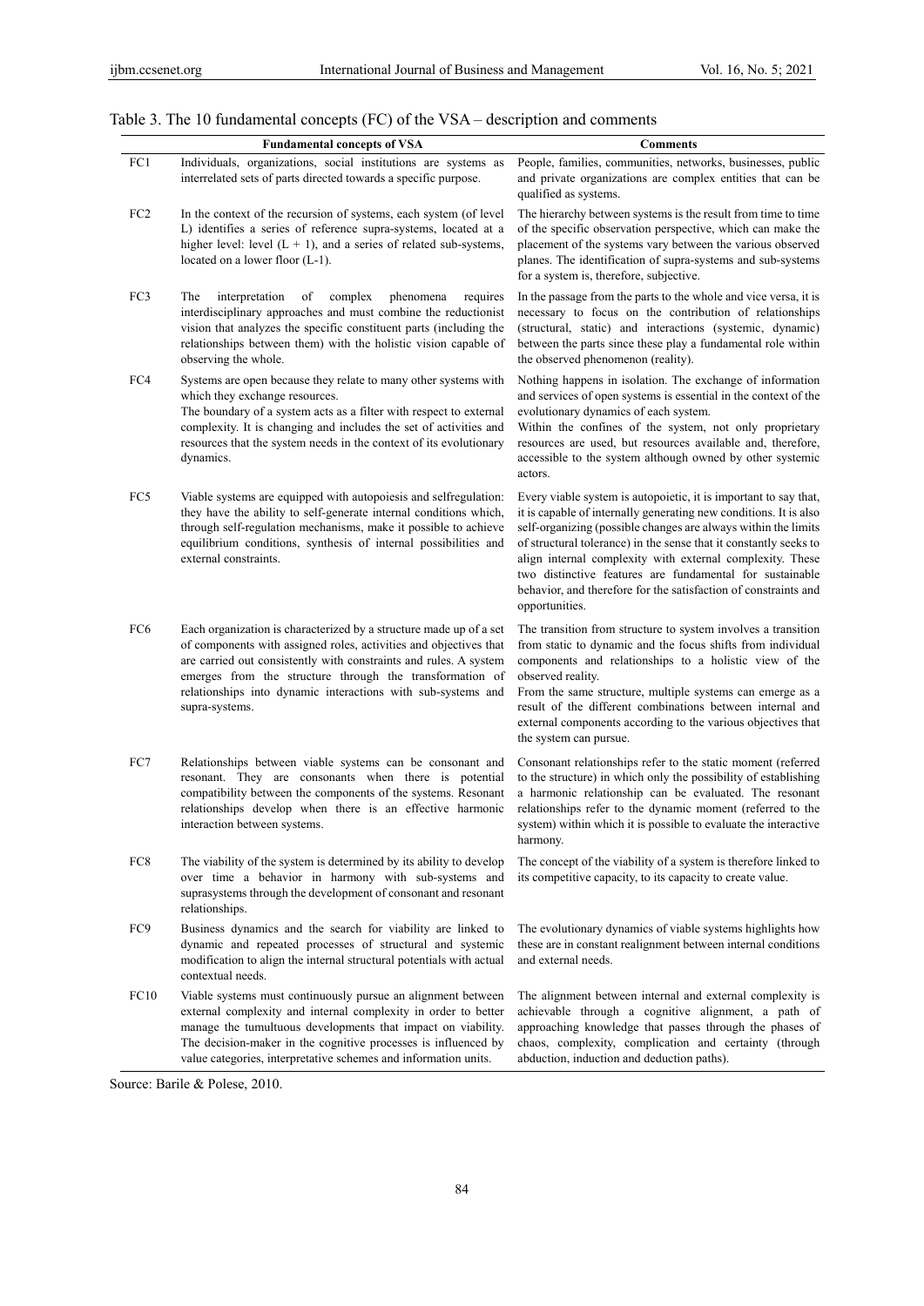Table 3. The 10 fundamental concepts (FC) of the VSA – description and comments

| | Fundamental concepts of VSA | Comments |
|---|---|---|
| FC1 | Individuals, organizations, social institutions are systems as interrelated sets of parts directed towards a specific purpose. | People, families, communities, networks, businesses, public and private organizations are complex entities that can be qualified as systems. |
| FC2 | In the context of the recursion of systems, each system (of level L) identifies a series of reference supra-systems, located at a higher level: level (L + 1), and a series of related sub-systems, located on a lower floor (L-1). | The hierarchy between systems is the result from time to time of the specific observation perspective, which can make the placement of the systems vary between the various observed planes. The identification of supra-systems and sub-systems for a system is, therefore, subjective. |
| FC3 | The interpretation of complex phenomena requires interdisciplinary approaches and must combine the reductionist vision that analyzes the specific constituent parts (including the relationships between them) with the holistic vision capable of observing the whole. | In the passage from the parts to the whole and vice versa, it is necessary to focus on the contribution of relationships (structural, static) and interactions (systemic, dynamic) between the parts since these play a fundamental role within the observed phenomenon (reality). |
| FC4 | Systems are open because they relate to many other systems with which they exchange resources. The boundary of a system acts as a filter with respect to external complexity. It is changing and includes the set of activities and resources that the system needs in the context of its evolutionary dynamics. | Nothing happens in isolation. The exchange of information and services of open systems is essential in the context of the evolutionary dynamics of each system. Within the confines of the system, not only proprietary resources are used, but resources available and, therefore, accessible to the system although owned by other systemic actors. |
| FC5 | Viable systems are equipped with autopoiesis and selfregulation: they have the ability to self-generate internal conditions which, through self-regulation mechanisms, make it possible to achieve equilibrium conditions, synthesis of internal possibilities and external constraints. | Every viable system is autopoietic, it is important to say that, it is capable of internally generating new conditions. It is also self-organizing (possible changes are always within the limits of structural tolerance) in the sense that it constantly seeks to align internal complexity with external complexity. These two distinctive features are fundamental for sustainable behavior, and therefore for the satisfaction of constraints and opportunities. |
| FC6 | Each organization is characterized by a structure made up of a set of components with assigned roles, activities and objectives that are carried out consistently with constraints and rules. A system emerges from the structure through the transformation of relationships into dynamic interactions with sub-systems and supra-systems. | The transition from structure to system involves a transition from static to dynamic and the focus shifts from individual components and relationships to a holistic view of the observed reality. From the same structure, multiple systems can emerge as a result of the different combinations between internal and external components according to the various objectives that the system can pursue. |
| FC7 | Relationships between viable systems can be consonant and resonant. They are consonants when there is potential compatibility between the components of the systems. Resonant relationships develop when there is an effective harmonic interaction between systems. | Consonant relationships refer to the static moment (referred to the structure) in which only the possibility of establishing a harmonic relationship can be evaluated. The resonant relationships refer to the dynamic moment (referred to the system) within which it is possible to evaluate the interactive harmony. |
| FC8 | The viability of the system is determined by its ability to develop over time a behavior in harmony with sub-systems and suprasystems through the development of consonant and resonant relationships. | The concept of the viability of a system is therefore linked to its competitive capacity, to its capacity to create value. |
| FC9 | Business dynamics and the search for viability are linked to dynamic and repeated processes of structural and systemic modification to align the internal structural potentials with actual contextual needs. | The evolutionary dynamics of viable systems highlights how these are in constant realignment between internal conditions and external needs. |
| FC10 | Viable systems must continuously pursue an alignment between external complexity and internal complexity in order to better manage the tumultuous developments that impact on viability. The decision-maker in the cognitive processes is influenced by value categories, interpretative schemes and information units. | The alignment between internal and external complexity is achievable through a cognitive alignment, a path of approaching knowledge that passes through the phases of chaos, complexity, complication and certainty (through abduction, induction and deduction paths). |

Source: Barile & Polese, 2010.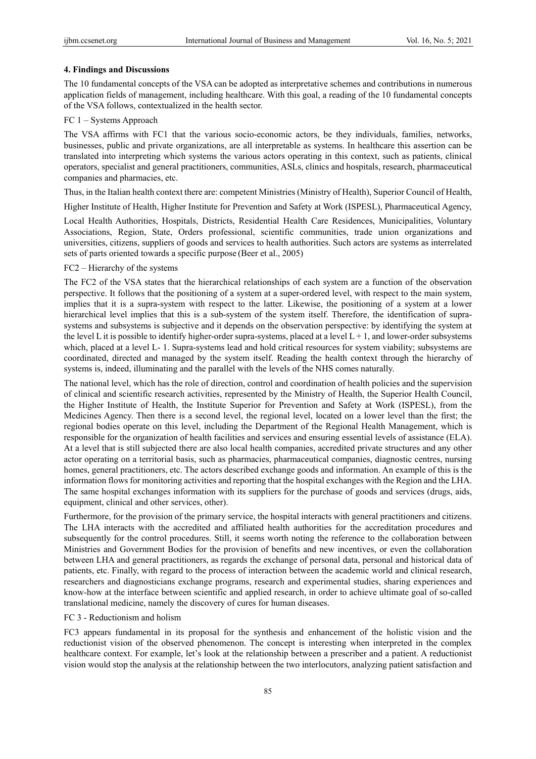## 4. Findings and Discussions

The 10 fundamental concepts of the VSA can be adopted as interpretative schemes and contributions in numerous application fields of management, including healthcare. With this goal, a reading of the 10 fundamental concepts of the VSA follows, contextualized in the health sector.

### FC 1 – Systems Approach

The VSA affirms with FC1 that the various socio-economic actors, be they individuals, families, networks, businesses, public and private organizations, are all interpretable as systems. In healthcare this assertion can be translated into interpreting which systems the various actors operating in this context, such as patients, clinical operators, specialist and general practitioners, communities, ASLs, clinics and hospitals, research, pharmaceutical companies and pharmacies, etc.

Thus, in the Italian health context there are: competent Ministries (Ministry of Health), Superior Council of Health, Higher Institute of Health, Higher Institute for Prevention and Safety at Work (ISPESL), Pharmaceutical Agency, Local Health Authorities, Hospitals, Districts, Residential Health Care Residences, Municipalities, Voluntary Associations, Region, State, Orders professional, scientific communities, trade union organizations and universities, citizens, suppliers of goods and services to health authorities. Such actors are systems as interrelated sets of parts oriented towards a specific purpose (Beer et al., 2005)

### FC2 – Hierarchy of the systems

The FC2 of the VSA states that the hierarchical relationships of each system are a function of the observation perspective. It follows that the positioning of a system at a super-ordered level, with respect to the main system, implies that it is a supra-system with respect to the latter. Likewise, the positioning of a system at a lower hierarchical level implies that this is a sub-system of the system itself. Therefore, the identification of supra-systems and subsystems is subjective and it depends on the observation perspective: by identifying the system at the level L it is possible to identify higher-order supra-systems, placed at a level L + 1, and lower-order subsystems which, placed at a level L- 1. Supra-systems lead and hold critical resources for system viability; subsystems are coordinated, directed and managed by the system itself. Reading the health context through the hierarchy of systems is, indeed, illuminating and the parallel with the levels of the NHS comes naturally.

The national level, which has the role of direction, control and coordination of health policies and the supervision of clinical and scientific research activities, represented by the Ministry of Health, the Superior Health Council, the Higher Institute of Health, the Institute Superior for Prevention and Safety at Work (ISPESL), from the Medicines Agency. Then there is a second level, the regional level, located on a lower level than the first; the regional bodies operate on this level, including the Department of the Regional Health Management, which is responsible for the organization of health facilities and services and ensuring essential levels of assistance (ELA). At a level that is still subjected there are also local health companies, accredited private structures and any other actor operating on a territorial basis, such as pharmacies, pharmaceutical companies, diagnostic centres, nursing homes, general practitioners, etc. The actors described exchange goods and information. An example of this is the information flows for monitoring activities and reporting that the hospital exchanges with the Region and the LHA. The same hospital exchanges information with its suppliers for the purchase of goods and services (drugs, aids, equipment, clinical and other services, other).

Furthermore, for the provision of the primary service, the hospital interacts with general practitioners and citizens. The LHA interacts with the accredited and affiliated health authorities for the accreditation procedures and subsequently for the control procedures. Still, it seems worth noting the reference to the collaboration between Ministries and Government Bodies for the provision of benefits and new incentives, or even the collaboration between LHA and general practitioners, as regards the exchange of personal data, personal and historical data of patients, etc. Finally, with regard to the process of interaction between the academic world and clinical research, researchers and diagnosticians exchange programs, research and experimental studies, sharing experiences and know-how at the interface between scientific and applied research, in order to achieve ultimate goal of so-called translational medicine, namely the discovery of cures for human diseases.

### FC 3 - Reductionism and holism

FC3 appears fundamental in its proposal for the synthesis and enhancement of the holistic vision and the reductionist vision of the observed phenomenon. The concept is interesting when interpreted in the complex healthcare context. For example, let's look at the relationship between a prescriber and a patient. A reductionist vision would stop the analysis at the relationship between the two interlocutors, analyzing patient satisfaction and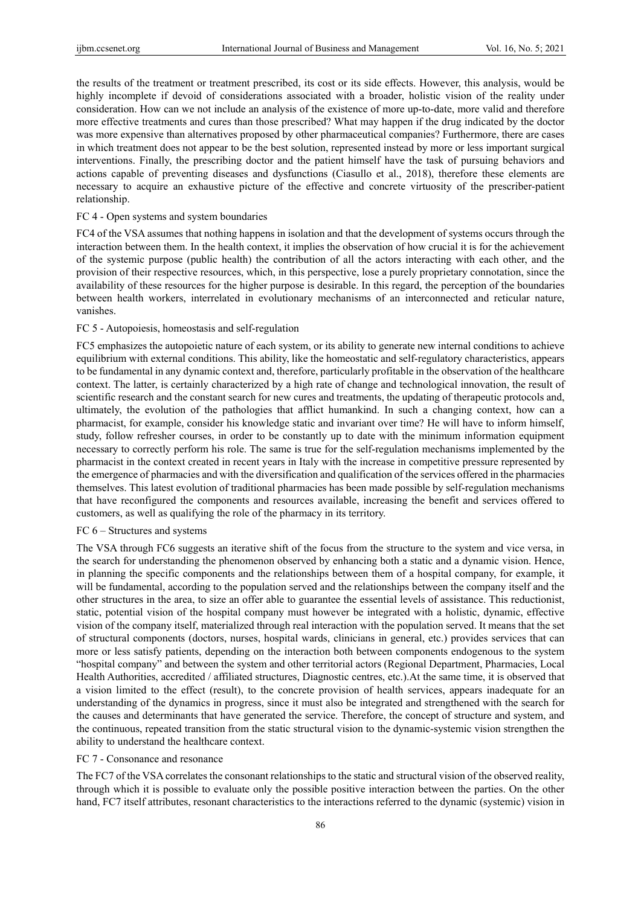the results of the treatment or treatment prescribed, its cost or its side effects. However, this analysis, would be highly incomplete if devoid of considerations associated with a broader, holistic vision of the reality under consideration. How can we not include an analysis of the existence of more up-to-date, more valid and therefore more effective treatments and cures than those prescribed? What may happen if the drug indicated by the doctor was more expensive than alternatives proposed by other pharmaceutical companies? Furthermore, there are cases in which treatment does not appear to be the best solution, represented instead by more or less important surgical interventions. Finally, the prescribing doctor and the patient himself have the task of pursuing behaviors and actions capable of preventing diseases and dysfunctions (Ciasullo et al., 2018), therefore these elements are necessary to acquire an exhaustive picture of the effective and concrete virtuosity of the prescriber-patient relationship.

FC 4 - Open systems and system boundaries

FC4 of the VSA assumes that nothing happens in isolation and that the development of systems occurs through the interaction between them. In the health context, it implies the observation of how crucial it is for the achievement of the systemic purpose (public health) the contribution of all the actors interacting with each other, and the provision of their respective resources, which, in this perspective, lose a purely proprietary connotation, since the availability of these resources for the higher purpose is desirable. In this regard, the perception of the boundaries between health workers, interrelated in evolutionary mechanisms of an interconnected and reticular nature, vanishes.

FC 5 - Autopoiesis, homeostasis and self-regulation

FC5 emphasizes the autopoietic nature of each system, or its ability to generate new internal conditions to achieve equilibrium with external conditions. This ability, like the homeostatic and self-regulatory characteristics, appears to be fundamental in any dynamic context and, therefore, particularly profitable in the observation of the healthcare context. The latter, is certainly characterized by a high rate of change and technological innovation, the result of scientific research and the constant search for new cures and treatments, the updating of therapeutic protocols and, ultimately, the evolution of the pathologies that afflict humankind. In such a changing context, how can a pharmacist, for example, consider his knowledge static and invariant over time? He will have to inform himself, study, follow refresher courses, in order to be constantly up to date with the minimum information equipment necessary to correctly perform his role. The same is true for the self-regulation mechanisms implemented by the pharmacist in the context created in recent years in Italy with the increase in competitive pressure represented by the emergence of pharmacies and with the diversification and qualification of the services offered in the pharmacies themselves. This latest evolution of traditional pharmacies has been made possible by self-regulation mechanisms that have reconfigured the components and resources available, increasing the benefit and services offered to customers, as well as qualifying the role of the pharmacy in its territory.

FC 6 – Structures and systems

The VSA through FC6 suggests an iterative shift of the focus from the structure to the system and vice versa, in the search for understanding the phenomenon observed by enhancing both a static and a dynamic vision. Hence, in planning the specific components and the relationships between them of a hospital company, for example, it will be fundamental, according to the population served and the relationships between the company itself and the other structures in the area, to size an offer able to guarantee the essential levels of assistance. This reductionist, static, potential vision of the hospital company must however be integrated with a holistic, dynamic, effective vision of the company itself, materialized through real interaction with the population served. It means that the set of structural components (doctors, nurses, hospital wards, clinicians in general, etc.) provides services that can more or less satisfy patients, depending on the interaction both between components endogenous to the system "hospital company" and between the system and other territorial actors (Regional Department, Pharmacies, Local Health Authorities, accredited / affiliated structures, Diagnostic centres, etc.).At the same time, it is observed that a vision limited to the effect (result), to the concrete provision of health services, appears inadequate for an understanding of the dynamics in progress, since it must also be integrated and strengthened with the search for the causes and determinants that have generated the service. Therefore, the concept of structure and system, and the continuous, repeated transition from the static structural vision to the dynamic-systemic vision strengthen the ability to understand the healthcare context.

FC 7 - Consonance and resonance

The FC7 of the VSA correlates the consonant relationships to the static and structural vision of the observed reality, through which it is possible to evaluate only the possible positive interaction between the parties. On the other hand, FC7 itself attributes, resonant characteristics to the interactions referred to the dynamic (systemic) vision in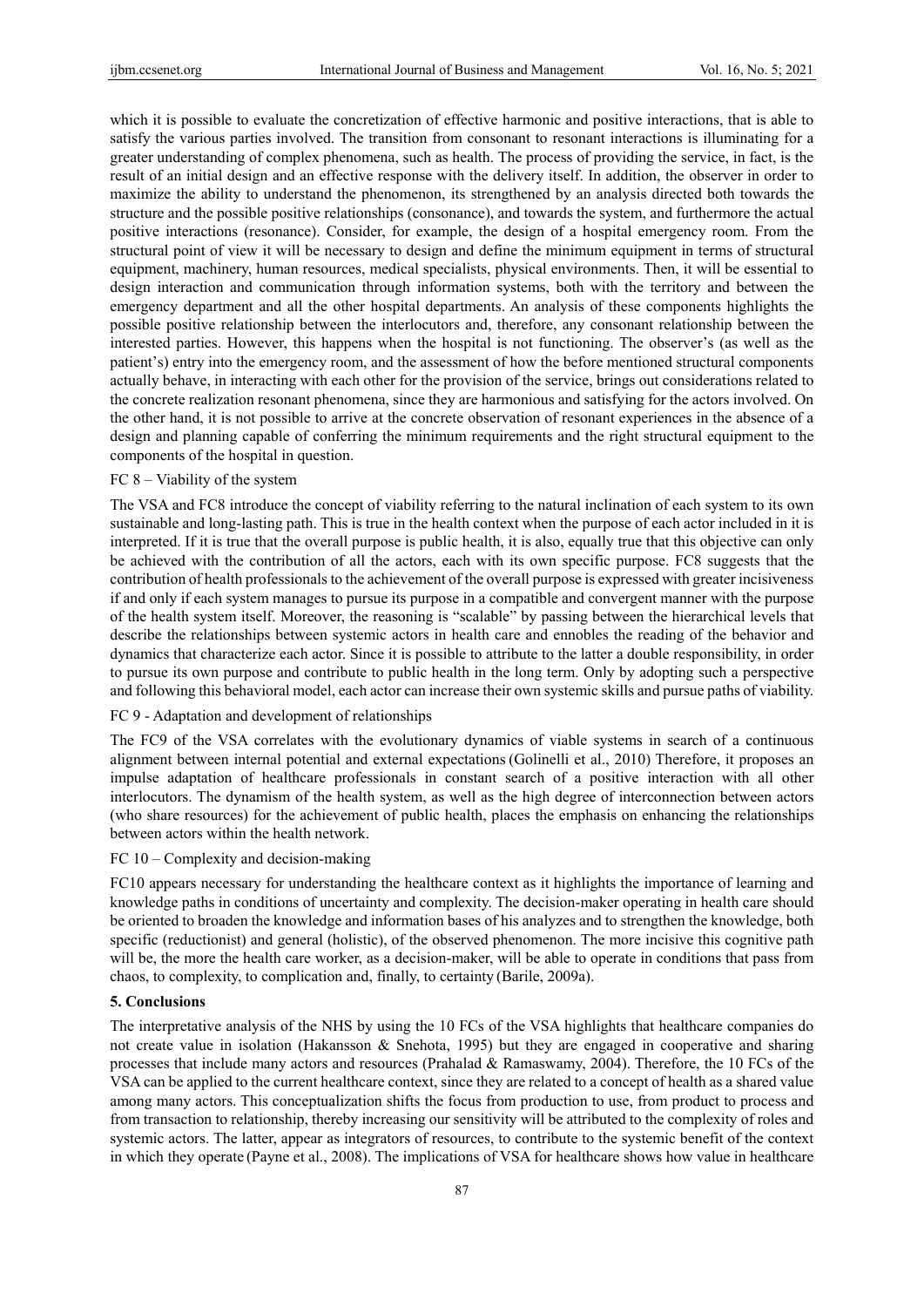which it is possible to evaluate the concretization of effective harmonic and positive interactions, that is able to satisfy the various parties involved. The transition from consonant to resonant interactions is illuminating for a greater understanding of complex phenomena, such as health. The process of providing the service, in fact, is the result of an initial design and an effective response with the delivery itself. In addition, the observer in order to maximize the ability to understand the phenomenon, its strengthened by an analysis directed both towards the structure and the possible positive relationships (consonance), and towards the system, and furthermore the actual positive interactions (resonance). Consider, for example, the design of a hospital emergency room. From the structural point of view it will be necessary to design and define the minimum equipment in terms of structural equipment, machinery, human resources, medical specialists, physical environments. Then, it will be essential to design interaction and communication through information systems, both with the territory and between the emergency department and all the other hospital departments. An analysis of these components highlights the possible positive relationship between the interlocutors and, therefore, any consonant relationship between the interested parties. However, this happens when the hospital is not functioning. The observer's (as well as the patient's) entry into the emergency room, and the assessment of how the before mentioned structural components actually behave, in interacting with each other for the provision of the service, brings out considerations related to the concrete realization resonant phenomena, since they are harmonious and satisfying for the actors involved. On the other hand, it is not possible to arrive at the concrete observation of resonant experiences in the absence of a design and planning capable of conferring the minimum requirements and the right structural equipment to the components of the hospital in question.

FC 8 – Viability of the system

The VSA and FC8 introduce the concept of viability referring to the natural inclination of each system to its own sustainable and long-lasting path. This is true in the health context when the purpose of each actor included in it is interpreted. If it is true that the overall purpose is public health, it is also, equally true that this objective can only be achieved with the contribution of all the actors, each with its own specific purpose. FC8 suggests that the contribution of health professionals to the achievement of the overall purpose is expressed with greater incisiveness if and only if each system manages to pursue its purpose in a compatible and convergent manner with the purpose of the health system itself. Moreover, the reasoning is "scalable" by passing between the hierarchical levels that describe the relationships between systemic actors in health care and ennobles the reading of the behavior and dynamics that characterize each actor. Since it is possible to attribute to the latter a double responsibility, in order to pursue its own purpose and contribute to public health in the long term. Only by adopting such a perspective and following this behavioral model, each actor can increase their own systemic skills and pursue paths of viability.

FC 9 - Adaptation and development of relationships

The FC9 of the VSA correlates with the evolutionary dynamics of viable systems in search of a continuous alignment between internal potential and external expectations (Golinelli et al., 2010) Therefore, it proposes an impulse adaptation of healthcare professionals in constant search of a positive interaction with all other interlocutors. The dynamism of the health system, as well as the high degree of interconnection between actors (who share resources) for the achievement of public health, places the emphasis on enhancing the relationships between actors within the health network.

FC 10 – Complexity and decision-making

FC10 appears necessary for understanding the healthcare context as it highlights the importance of learning and knowledge paths in conditions of uncertainty and complexity. The decision-maker operating in health care should be oriented to broaden the knowledge and information bases of his analyzes and to strengthen the knowledge, both specific (reductionist) and general (holistic), of the observed phenomenon. The more incisive this cognitive path will be, the more the health care worker, as a decision-maker, will be able to operate in conditions that pass from chaos, to complexity, to complication and, finally, to certainty (Barile, 2009a).

## 5. Conclusions

The interpretative analysis of the NHS by using the 10 FCs of the VSA highlights that healthcare companies do not create value in isolation (Hakansson & Snehota, 1995) but they are engaged in cooperative and sharing processes that include many actors and resources (Prahalad & Ramaswamy, 2004). Therefore, the 10 FCs of the VSA can be applied to the current healthcare context, since they are related to a concept of health as a shared value among many actors. This conceptualization shifts the focus from production to use, from product to process and from transaction to relationship, thereby increasing our sensitivity will be attributed to the complexity of roles and systemic actors. The latter, appear as integrators of resources, to contribute to the systemic benefit of the context in which they operate (Payne et al., 2008). The implications of VSA for healthcare shows how value in healthcare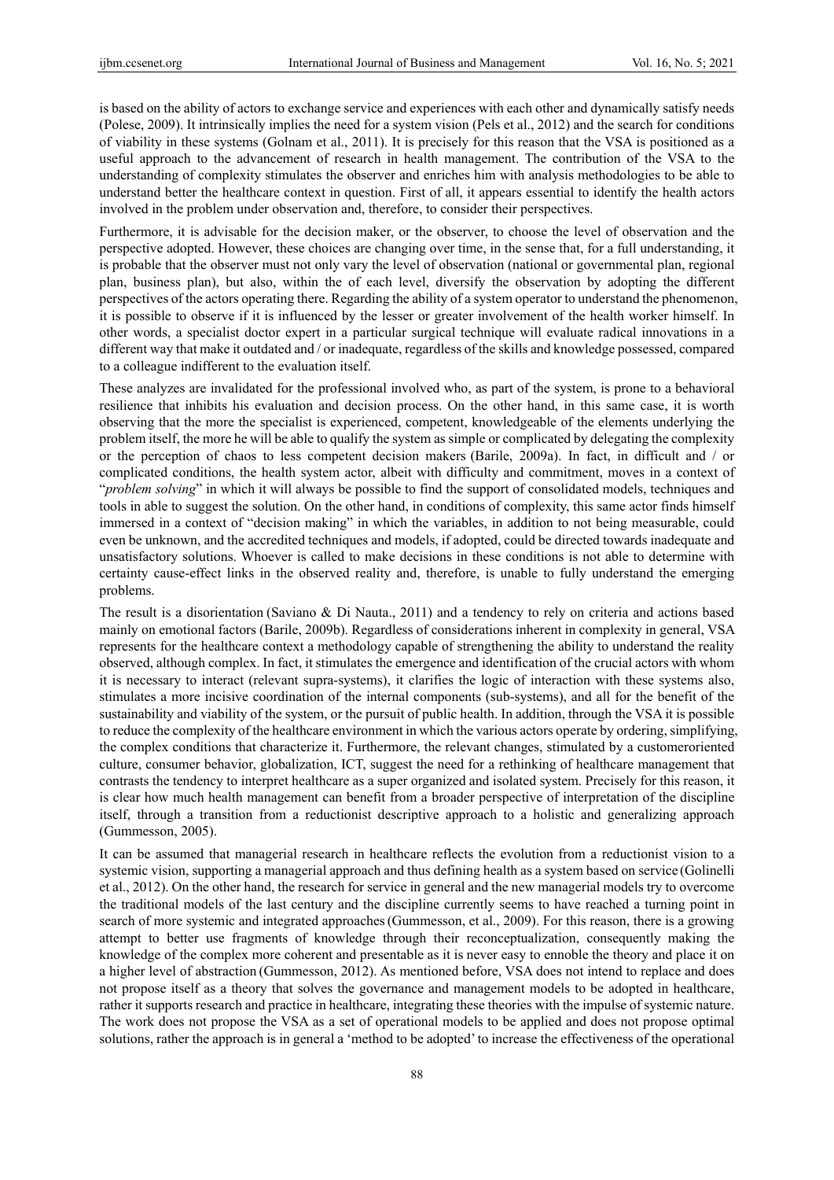is based on the ability of actors to exchange service and experiences with each other and dynamically satisfy needs (Polese, 2009). It intrinsically implies the need for a system vision (Pels et al., 2012) and the search for conditions of viability in these systems (Golnam et al., 2011). It is precisely for this reason that the VSA is positioned as a useful approach to the advancement of research in health management. The contribution of the VSA to the understanding of complexity stimulates the observer and enriches him with analysis methodologies to be able to understand better the healthcare context in question. First of all, it appears essential to identify the health actors involved in the problem under observation and, therefore, to consider their perspectives.

Furthermore, it is advisable for the decision maker, or the observer, to choose the level of observation and the perspective adopted. However, these choices are changing over time, in the sense that, for a full understanding, it is probable that the observer must not only vary the level of observation (national or governmental plan, regional plan, business plan), but also, within the of each level, diversify the observation by adopting the different perspectives of the actors operating there. Regarding the ability of a system operator to understand the phenomenon, it is possible to observe if it is influenced by the lesser or greater involvement of the health worker himself. In other words, a specialist doctor expert in a particular surgical technique will evaluate radical innovations in a different way that make it outdated and / or inadequate, regardless of the skills and knowledge possessed, compared to a colleague indifferent to the evaluation itself.

These analyzes are invalidated for the professional involved who, as part of the system, is prone to a behavioral resilience that inhibits his evaluation and decision process. On the other hand, in this same case, it is worth observing that the more the specialist is experienced, competent, knowledgeable of the elements underlying the problem itself, the more he will be able to qualify the system as simple or complicated by delegating the complexity or the perception of chaos to less competent decision makers (Barile, 2009a). In fact, in difficult and / or complicated conditions, the health system actor, albeit with difficulty and commitment, moves in a context of "*problem solving*" in which it will always be possible to find the support of consolidated models, techniques and tools in able to suggest the solution. On the other hand, in conditions of complexity, this same actor finds himself immersed in a context of "decision making" in which the variables, in addition to not being measurable, could even be unknown, and the accredited techniques and models, if adopted, could be directed towards inadequate and unsatisfactory solutions. Whoever is called to make decisions in these conditions is not able to determine with certainty cause-effect links in the observed reality and, therefore, is unable to fully understand the emerging problems.

The result is a disorientation (Saviano & Di Nauta., 2011) and a tendency to rely on criteria and actions based mainly on emotional factors (Barile, 2009b). Regardless of considerations inherent in complexity in general, VSA represents for the healthcare context a methodology capable of strengthening the ability to understand the reality observed, although complex. In fact, it stimulates the emergence and identification of the crucial actors with whom it is necessary to interact (relevant supra-systems), it clarifies the logic of interaction with these systems also, stimulates a more incisive coordination of the internal components (sub-systems), and all for the benefit of the sustainability and viability of the system, or the pursuit of public health. In addition, through the VSA it is possible to reduce the complexity of the healthcare environment in which the various actors operate by ordering, simplifying, the complex conditions that characterize it. Furthermore, the relevant changes, stimulated by a customeroriented culture, consumer behavior, globalization, ICT, suggest the need for a rethinking of healthcare management that contrasts the tendency to interpret healthcare as a super organized and isolated system. Precisely for this reason, it is clear how much health management can benefit from a broader perspective of interpretation of the discipline itself, through a transition from a reductionist descriptive approach to a holistic and generalizing approach (Gummesson, 2005).

It can be assumed that managerial research in healthcare reflects the evolution from a reductionist vision to a systemic vision, supporting a managerial approach and thus defining health as a system based on service (Golinelli et al., 2012). On the other hand, the research for service in general and the new managerial models try to overcome the traditional models of the last century and the discipline currently seems to have reached a turning point in search of more systemic and integrated approaches (Gummesson, et al., 2009). For this reason, there is a growing attempt to better use fragments of knowledge through their reconceptualization, consequently making the knowledge of the complex more coherent and presentable as it is never easy to ennoble the theory and place it on a higher level of abstraction (Gummesson, 2012). As mentioned before, VSA does not intend to replace and does not propose itself as a theory that solves the governance and management models to be adopted in healthcare, rather it supports research and practice in healthcare, integrating these theories with the impulse of systemic nature. The work does not propose the VSA as a set of operational models to be applied and does not propose optimal solutions, rather the approach is in general a 'method to be adopted' to increase the effectiveness of the operational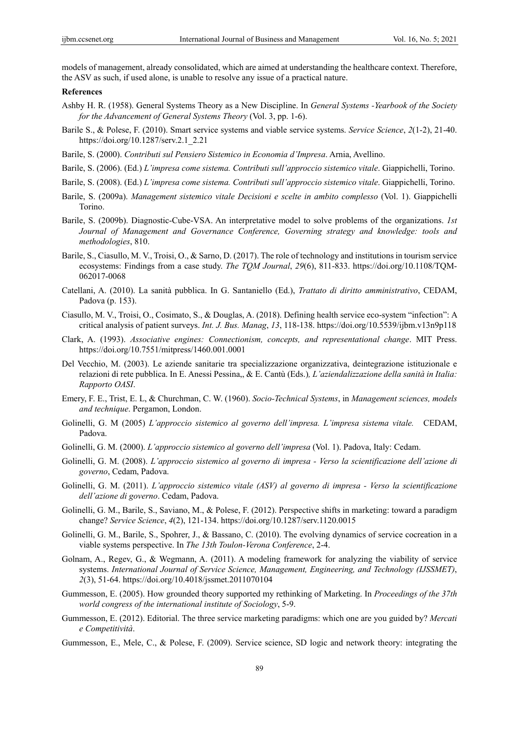models of management, already consolidated, which are aimed at understanding the healthcare context. Therefore, the ASV as such, if used alone, is unable to resolve any issue of a practical nature.

**References**

Ashby H. R. (1958). General Systems Theory as a New Discipline. In *General Systems -Yearbook of the Society for the Advancement of General Systems Theory* (Vol. 3, pp. 1-6).

Barile S., & Polese, F. (2010). Smart service systems and viable service systems. *Service Science*, *2*(1-2), 21-40. https://doi.org/10.1287/serv.2.1_2.21

Barile, S. (2000). *Contributi sul Pensiero Sistemico in Economia d'Impresa*. Arnia, Avellino.

Barile, S. (2006). (Ed.) *L'impresa come sistema. Contributi sull'approccio sistemico vitale*. Giappichelli, Torino.

Barile, S. (2008). (Ed.) *L'impresa come sistema. Contributi sull'approccio sistemico vitale*. Giappichelli, Torino.

Barile, S. (2009a). *Management sistemico vitale Decisioni e scelte in ambito complesso* (Vol. 1). Giappichelli Torino.

Barile, S. (2009b). Diagnostic-Cube-VSA. An interpretative model to solve problems of the organizations. *1st Journal of Management and Governance Conference, Governing strategy and knowledge: tools and methodologies*, 810.

Barile, S., Ciasullo, M. V., Troisi, O., & Sarno, D. (2017). The role of technology and institutions in tourism service ecosystems: Findings from a case study. *The TQM Journal*, *29*(6), 811-833. https://doi.org/10.1108/TQM-062017-0068

Catellani, A. (2010). La sanità pubblica. In G. Santaniello (Ed.), *Trattato di diritto amministrativo*, CEDAM, Padova (p. 153).

Ciasullo, M. V., Troisi, O., Cosimato, S., & Douglas, A. (2018). Defining health service eco-system "infection": A critical analysis of patient surveys. *Int. J. Bus. Manag*, *13*, 118-138. https://doi.org/10.5539/ijbm.v13n9p118

Clark, A. (1993). *Associative engines: Connectionism, concepts, and representational change*. MIT Press. https://doi.org/10.7551/mitpress/1460.001.0001

Del Vecchio, M. (2003). Le aziende sanitarie tra specializzazione organizzativa, deintegrazione istituzionale e relazioni di rete pubblica. In E. Anessi Pessina,, & E. Cantù (Eds.)*, L'aziendalizzazione della sanità in Italia: Rapporto OASI*.

Emery, F. E., Trist, E. L, & Churchman, C. W. (1960). *Socio-Technical Systems*, in *Management sciences, models and technique*. Pergamon, London.

Golinelli, G. M (2005) *L'approccio sistemico al governo dell'impresa. L'impresa sistema vitale.* CEDAM, Padova.

Golinelli, G. M. (2000). *L'approccio sistemico al governo dell'impresa* (Vol. 1). Padova, Italy: Cedam.

Golinelli, G. M. (2008). *L'approccio sistemico al governo di impresa - Verso la scientificazione dell'azione di governo*, Cedam, Padova.

Golinelli, G. M. (2011). *L'approccio sistemico vitale (ASV) al governo di impresa - Verso la scientificazione dell'azione di governo*. Cedam, Padova.

Golinelli, G. M., Barile, S., Saviano, M., & Polese, F. (2012). Perspective shifts in marketing: toward a paradigm change? *Service Science*, *4*(2), 121-134. https://doi.org/10.1287/serv.1120.0015

Golinelli, G. M., Barile, S., Spohrer, J., & Bassano, C. (2010). The evolving dynamics of service cocreation in a viable systems perspective. In *The 13th Toulon-Verona Conference*, 2-4.

Golnam, A., Regev, G., & Wegmann, A. (2011). A modeling framework for analyzing the viability of service systems. *International Journal of Service Science, Management, Engineering, and Technology (IJSSMET)*, *2*(3), 51-64. https://doi.org/10.4018/jssmet.2011070104

Gummesson, E. (2005). How grounded theory supported my rethinking of Marketing. In *Proceedings of the 37th world congress of the international institute of Sociology*, 5-9.

Gummesson, E. (2012). Editorial. The three service marketing paradigms: which one are you guided by? *Mercati e Competitività*.

Gummesson, E., Mele, C., & Polese, F. (2009). Service science, SD logic and network theory: integrating the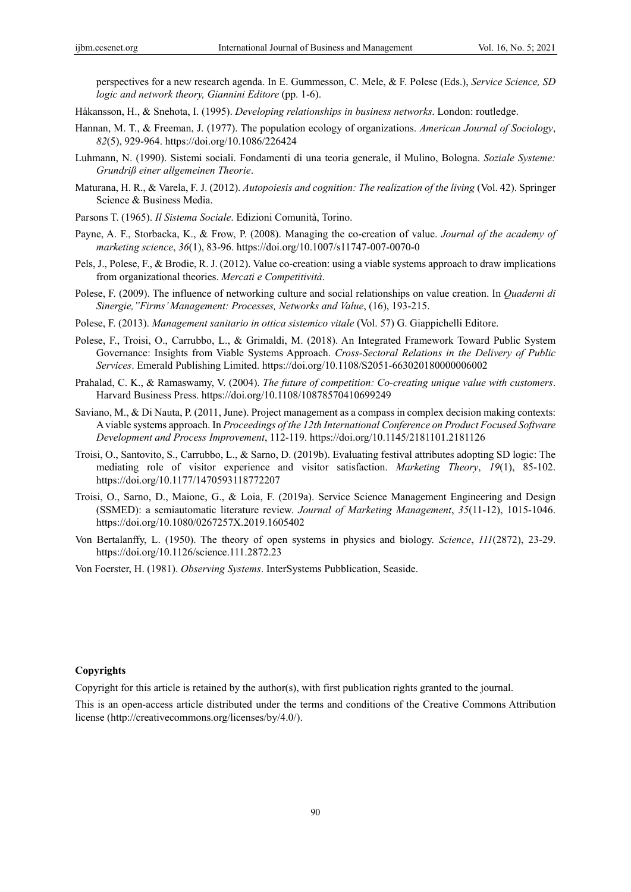perspectives for a new research agenda. In E. Gummesson, C. Mele, & F. Polese (Eds.), *Service Science, SD logic and network theory, Giannini Editore* (pp. 1-6).

Håkansson, H., & Snehota, I. (1995). *Developing relationships in business networks*. London: routledge.

Hannan, M. T., & Freeman, J. (1977). The population ecology of organizations. *American Journal of Sociology*, *82*(5), 929-964. https://doi.org/10.1086/226424

Luhmann, N. (1990). Sistemi sociali. Fondamenti di una teoria generale, il Mulino, Bologna. *Soziale Systeme: Grundriß einer allgemeinen Theorie*.

Maturana, H. R., & Varela, F. J. (2012). *Autopoiesis and cognition: The realization of the living* (Vol. 42). Springer Science & Business Media.

Parsons T. (1965). *Il Sistema Sociale*. Edizioni Comunità, Torino.

Payne, A. F., Storbacka, K., & Frow, P. (2008). Managing the co-creation of value. *Journal of the academy of marketing science*, *36*(1), 83-96. https://doi.org/10.1007/s11747-007-0070-0

Pels, J., Polese, F., & Brodie, R. J. (2012). Value co-creation: using a viable systems approach to draw implications from organizational theories. *Mercati e Competitività*.

Polese, F. (2009). The influence of networking culture and social relationships on value creation. In *Quaderni di Sinergie,"Firms' Management: Processes, Networks and Value*, (16), 193-215.

Polese, F. (2013). *Management sanitario in ottica sistemico vitale* (Vol. 57) G. Giappichelli Editore.

Polese, F., Troisi, O., Carrubbo, L., & Grimaldi, M. (2018). An Integrated Framework Toward Public System Governance: Insights from Viable Systems Approach. *Cross-Sectoral Relations in the Delivery of Public Services*. Emerald Publishing Limited. https://doi.org/10.1108/S2051-663020180000006002

Prahalad, C. K., & Ramaswamy, V. (2004). *The future of competition: Co-creating unique value with customers*. Harvard Business Press. https://doi.org/10.1108/10878570410699249

Saviano, M., & Di Nauta, P. (2011, June). Project management as a compass in complex decision making contexts: A viable systems approach. In *Proceedings of the 12th International Conference on Product Focused Software Development and Process Improvement*, 112-119. https://doi.org/10.1145/2181101.2181126

Troisi, O., Santovito, S., Carrubbo, L., & Sarno, D. (2019b). Evaluating festival attributes adopting SD logic: The mediating role of visitor experience and visitor satisfaction. *Marketing Theory*, *19*(1), 85-102. https://doi.org/10.1177/1470593118772207

Troisi, O., Sarno, D., Maione, G., & Loia, F. (2019a). Service Science Management Engineering and Design (SSMED): a semiautomatic literature review. *Journal of Marketing Management*, *35*(11-12), 1015-1046. https://doi.org/10.1080/0267257X.2019.1605402

Von Bertalanffy, L. (1950). The theory of open systems in physics and biology. *Science*, *111*(2872), 23-29. https://doi.org/10.1126/science.111.2872.23

Von Foerster, H. (1981). *Observing Systems*. InterSystems Pubblication, Seaside.

**Copyrights**

Copyright for this article is retained by the author(s), with first publication rights granted to the journal.

This is an open-access article distributed under the terms and conditions of the Creative Commons Attribution license (http://creativecommons.org/licenses/by/4.0/).